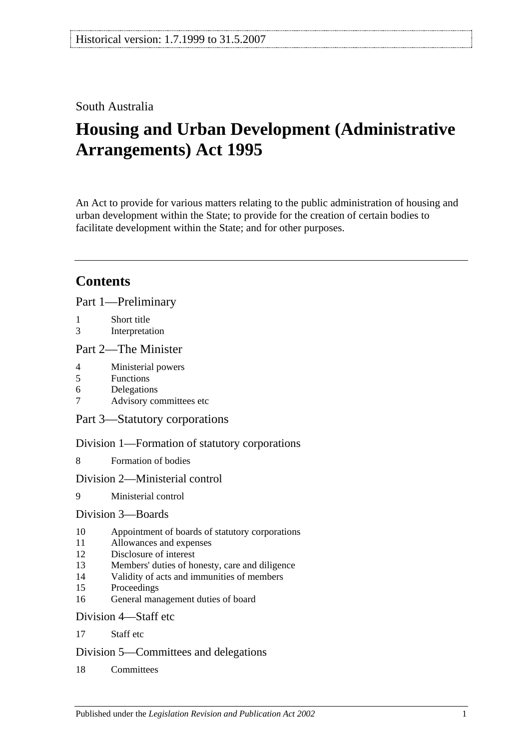Historical version: 1.7.1999 to 31.5.2007

South Australia

# Housing and Urban Development (Administrative Arrangements) Act 1995

An Act to provide for various matters relating to the public administration of housing and urban development within the State; to provide for the creation of certain bodies to facilitate development within the State; and for other purposes.

## Contents

Part 1—Preliminary

1 Short title
3 Interpretation

Part 2—The Minister

4 Ministerial powers
5 Functions
6 Delegations
7 Advisory committees etc

Part 3—Statutory corporations

Division 1—Formation of statutory corporations

8 Formation of bodies

Division 2—Ministerial control

9 Ministerial control

Division 3—Boards

10 Appointment of boards of statutory corporations
11 Allowances and expenses
12 Disclosure of interest
13 Members' duties of honesty, care and diligence
14 Validity of acts and immunities of members
15 Proceedings
16 General management duties of board

Division 4—Staff etc

17 Staff etc

Division 5—Committees and delegations

18 Committees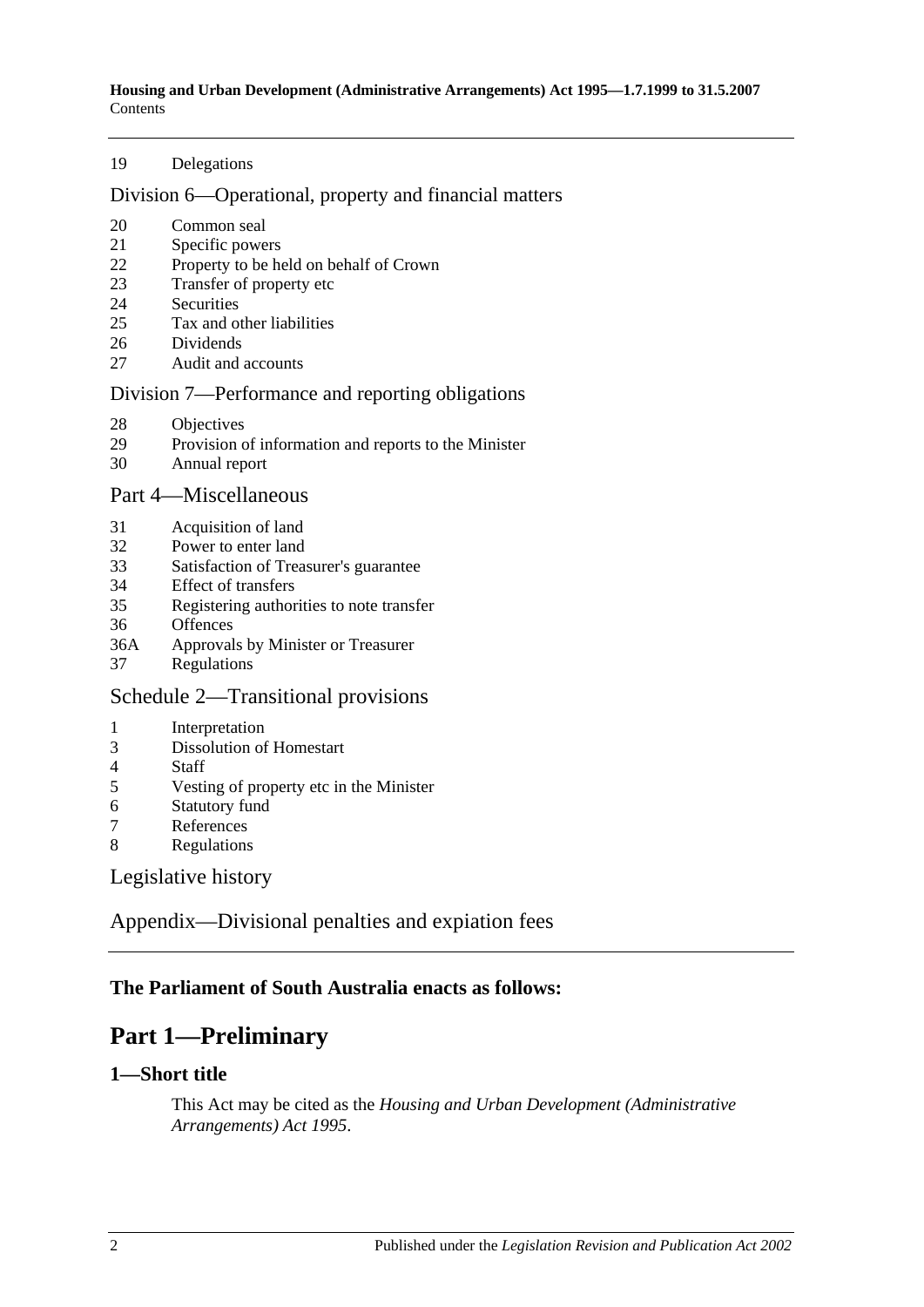19 Delegations

Division 6—Operational, property and financial matters

20 Common seal
21 Specific powers
22 Property to be held on behalf of Crown
23 Transfer of property etc
24 Securities
25 Tax and other liabilities
26 Dividends
27 Audit and accounts

Division 7—Performance and reporting obligations

28 Objectives
29 Provision of information and reports to the Minister
30 Annual report

Part 4—Miscellaneous

31 Acquisition of land
32 Power to enter land
33 Satisfaction of Treasurer's guarantee
34 Effect of transfers
35 Registering authorities to note transfer
36 Offences
36A Approvals by Minister or Treasurer
37 Regulations

Schedule 2—Transitional provisions

1 Interpretation
3 Dissolution of Homestart
4 Staff
5 Vesting of property etc in the Minister
6 Statutory fund
7 References
8 Regulations

Legislative history

Appendix—Divisional penalties and expiation fees

**The Parliament of South Australia enacts as follows:**

# Part 1—Preliminary

## 1—Short title

This Act may be cited as the *Housing and Urban Development (Administrative Arrangements) Act 1995*.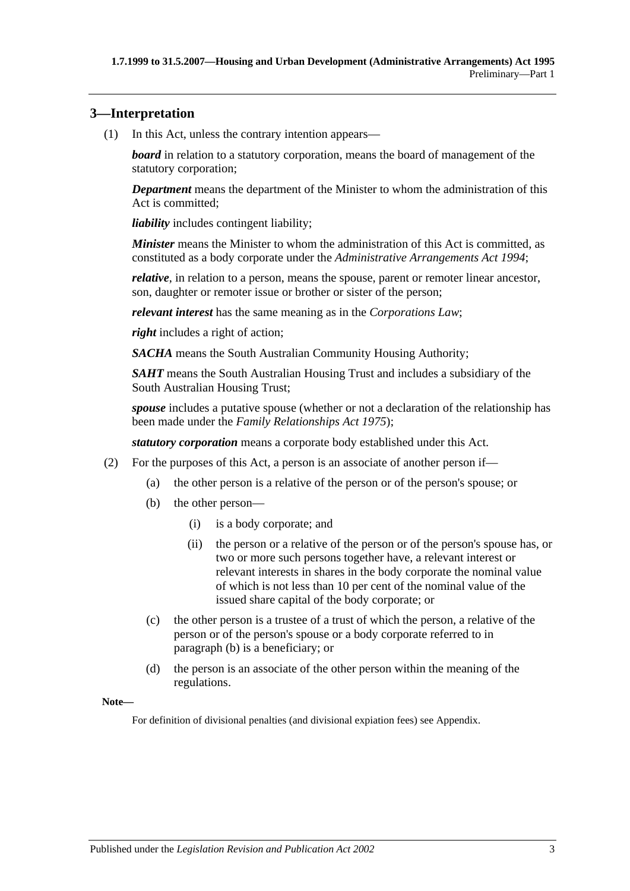## 3—Interpretation

(1) In this Act, unless the contrary intention appears—

***board*** in relation to a statutory corporation, means the board of management of the statutory corporation;

***Department*** means the department of the Minister to whom the administration of this Act is committed;

***liability*** includes contingent liability;

***Minister*** means the Minister to whom the administration of this Act is committed, as constituted as a body corporate under the *Administrative Arrangements Act 1994*;

***relative***, in relation to a person, means the spouse, parent or remoter linear ancestor, son, daughter or remoter issue or brother or sister of the person;

***relevant interest*** has the same meaning as in the *Corporations Law*;

***right*** includes a right of action;

***SACHA*** means the South Australian Community Housing Authority;

***SAHT*** means the South Australian Housing Trust and includes a subsidiary of the South Australian Housing Trust;

***spouse*** includes a putative spouse (whether or not a declaration of the relationship has been made under the *Family Relationships Act 1975*);

***statutory corporation*** means a corporate body established under this Act.

(2) For the purposes of this Act, a person is an associate of another person if—

- (a) the other person is a relative of the person or of the person's spouse; or
- (b) the other person—
  - (i) is a body corporate; and
  - (ii) the person or a relative of the person or of the person's spouse has, or two or more such persons together have, a relevant interest or relevant interests in shares in the body corporate the nominal value of which is not less than 10 per cent of the nominal value of the issued share capital of the body corporate; or
- (c) the other person is a trustee of a trust of which the person, a relative of the person or of the person's spouse or a body corporate referred to in paragraph (b) is a beneficiary; or
- (d) the person is an associate of the other person within the meaning of the regulations.

**Note—**

For definition of divisional penalties (and divisional expiation fees) see Appendix.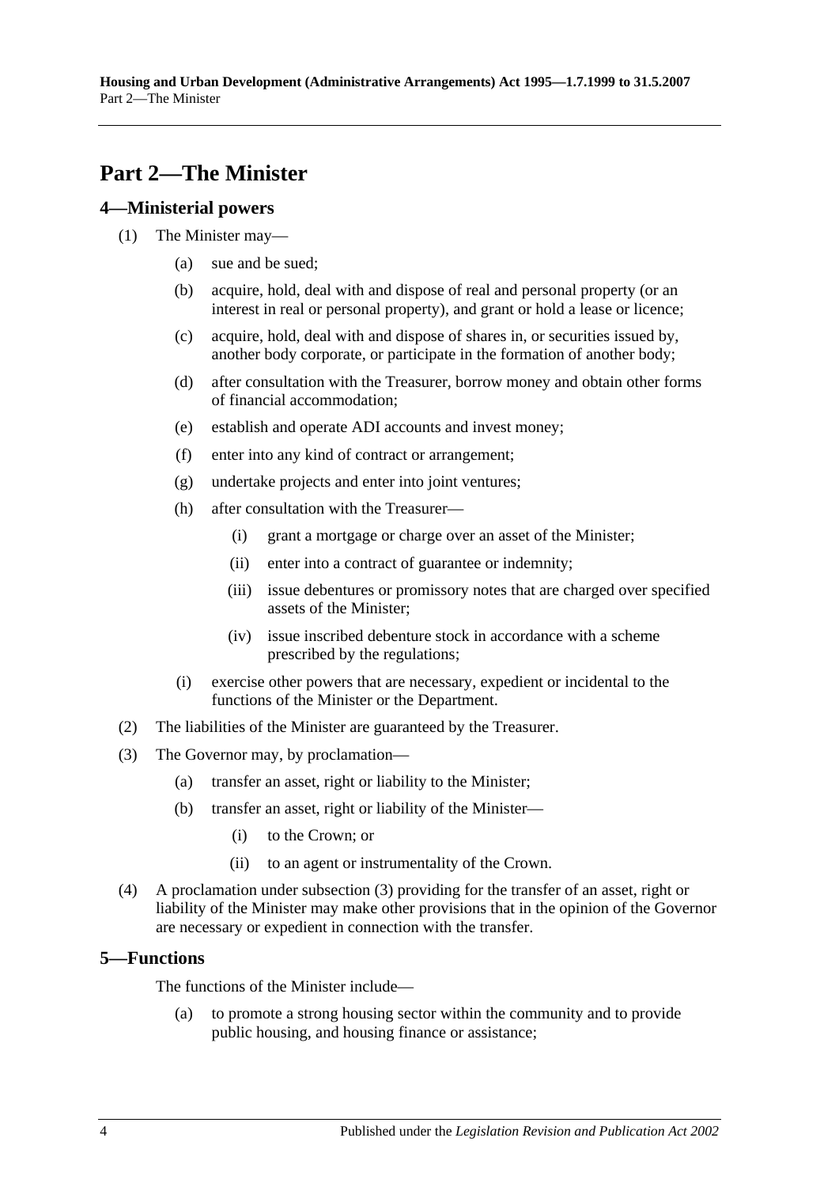## Part 2—The Minister

### 4—Ministerial powers

(1) The Minister may—

  (a) sue and be sued;

  (b) acquire, hold, deal with and dispose of real and personal property (or an interest in real or personal property), and grant or hold a lease or licence;

  (c) acquire, hold, deal with and dispose of shares in, or securities issued by, another body corporate, or participate in the formation of another body;

  (d) after consultation with the Treasurer, borrow money and obtain other forms of financial accommodation;

  (e) establish and operate ADI accounts and invest money;

  (f) enter into any kind of contract or arrangement;

  (g) undertake projects and enter into joint ventures;

  (h) after consultation with the Treasurer—

    (i) grant a mortgage or charge over an asset of the Minister;

    (ii) enter into a contract of guarantee or indemnity;

    (iii) issue debentures or promissory notes that are charged over specified assets of the Minister;

    (iv) issue inscribed debenture stock in accordance with a scheme prescribed by the regulations;

  (i) exercise other powers that are necessary, expedient or incidental to the functions of the Minister or the Department.

(2) The liabilities of the Minister are guaranteed by the Treasurer.

(3) The Governor may, by proclamation—

  (a) transfer an asset, right or liability to the Minister;

  (b) transfer an asset, right or liability of the Minister—

    (i) to the Crown; or

    (ii) to an agent or instrumentality of the Crown.

(4) A proclamation under subsection (3) providing for the transfer of an asset, right or liability of the Minister may make other provisions that in the opinion of the Governor are necessary or expedient in connection with the transfer.

### 5—Functions

The functions of the Minister include—

  (a) to promote a strong housing sector within the community and to provide public housing, and housing finance or assistance;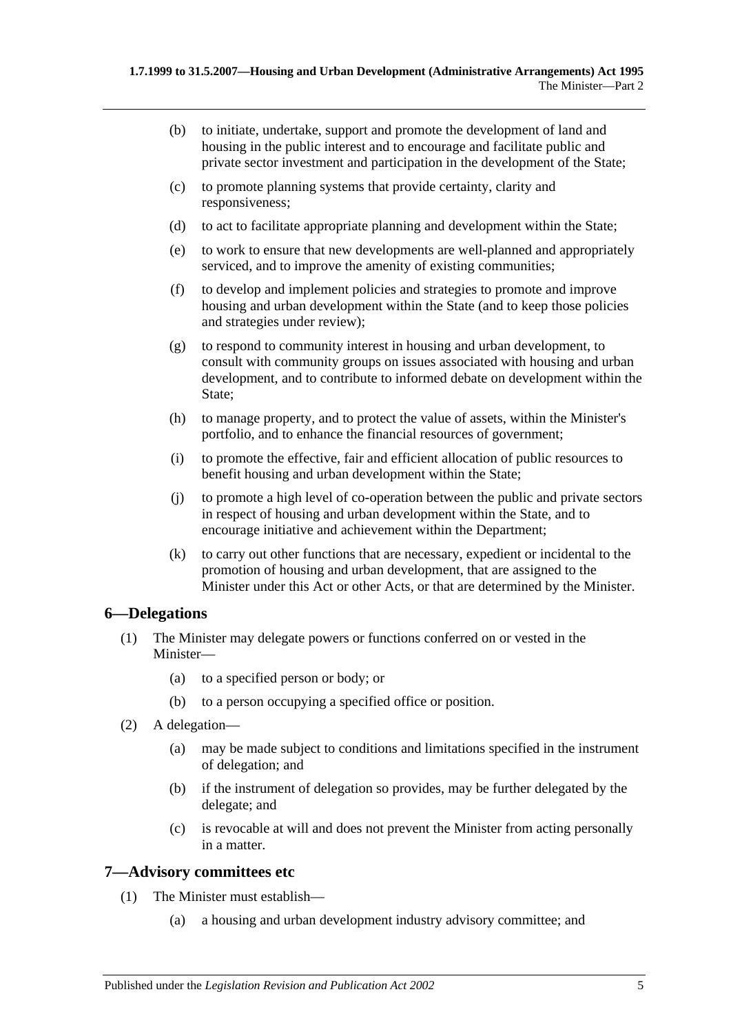(b) to initiate, undertake, support and promote the development of land and housing in the public interest and to encourage and facilitate public and private sector investment and participation in the development of the State;

(c) to promote planning systems that provide certainty, clarity and responsiveness;

(d) to act to facilitate appropriate planning and development within the State;

(e) to work to ensure that new developments are well-planned and appropriately serviced, and to improve the amenity of existing communities;

(f) to develop and implement policies and strategies to promote and improve housing and urban development within the State (and to keep those policies and strategies under review);

(g) to respond to community interest in housing and urban development, to consult with community groups on issues associated with housing and urban development, and to contribute to informed debate on development within the State;

(h) to manage property, and to protect the value of assets, within the Minister's portfolio, and to enhance the financial resources of government;

(i) to promote the effective, fair and efficient allocation of public resources to benefit housing and urban development within the State;

(j) to promote a high level of co-operation between the public and private sectors in respect of housing and urban development within the State, and to encourage initiative and achievement within the Department;

(k) to carry out other functions that are necessary, expedient or incidental to the promotion of housing and urban development, that are assigned to the Minister under this Act or other Acts, or that are determined by the Minister.

## 6—Delegations

(1) The Minister may delegate powers or functions conferred on or vested in the Minister—

(a) to a specified person or body; or

(b) to a person occupying a specified office or position.

(2) A delegation—

(a) may be made subject to conditions and limitations specified in the instrument of delegation; and

(b) if the instrument of delegation so provides, may be further delegated by the delegate; and

(c) is revocable at will and does not prevent the Minister from acting personally in a matter.

## 7—Advisory committees etc

(1) The Minister must establish—

(a) a housing and urban development industry advisory committee; and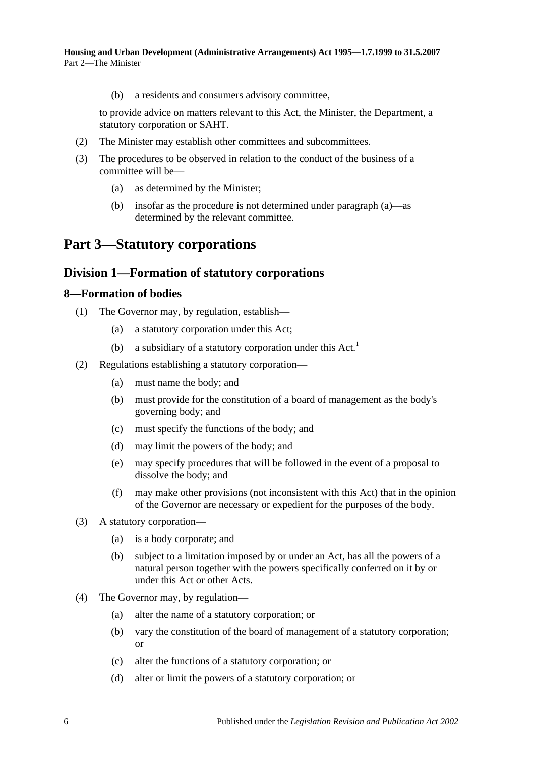(b) a residents and consumers advisory committee,

to provide advice on matters relevant to this Act, the Minister, the Department, a statutory corporation or SAHT.

(2) The Minister may establish other committees and subcommittees.

(3) The procedures to be observed in relation to the conduct of the business of a committee will be—

(a) as determined by the Minister;

(b) insofar as the procedure is not determined under paragraph (a)—as determined by the relevant committee.

# Part 3—Statutory corporations

## Division 1—Formation of statutory corporations

### 8—Formation of bodies

(1) The Governor may, by regulation, establish—

(a) a statutory corporation under this Act;

(b) a subsidiary of a statutory corporation under this Act.[1]

(2) Regulations establishing a statutory corporation—

(a) must name the body; and

(b) must provide for the constitution of a board of management as the body's governing body; and

(c) must specify the functions of the body; and

(d) may limit the powers of the body; and

(e) may specify procedures that will be followed in the event of a proposal to dissolve the body; and

(f) may make other provisions (not inconsistent with this Act) that in the opinion of the Governor are necessary or expedient for the purposes of the body.

(3) A statutory corporation—

(a) is a body corporate; and

(b) subject to a limitation imposed by or under an Act, has all the powers of a natural person together with the powers specifically conferred on it by or under this Act or other Acts.

(4) The Governor may, by regulation—

(a) alter the name of a statutory corporation; or

(b) vary the constitution of the board of management of a statutory corporation; or

(c) alter the functions of a statutory corporation; or

(d) alter or limit the powers of a statutory corporation; or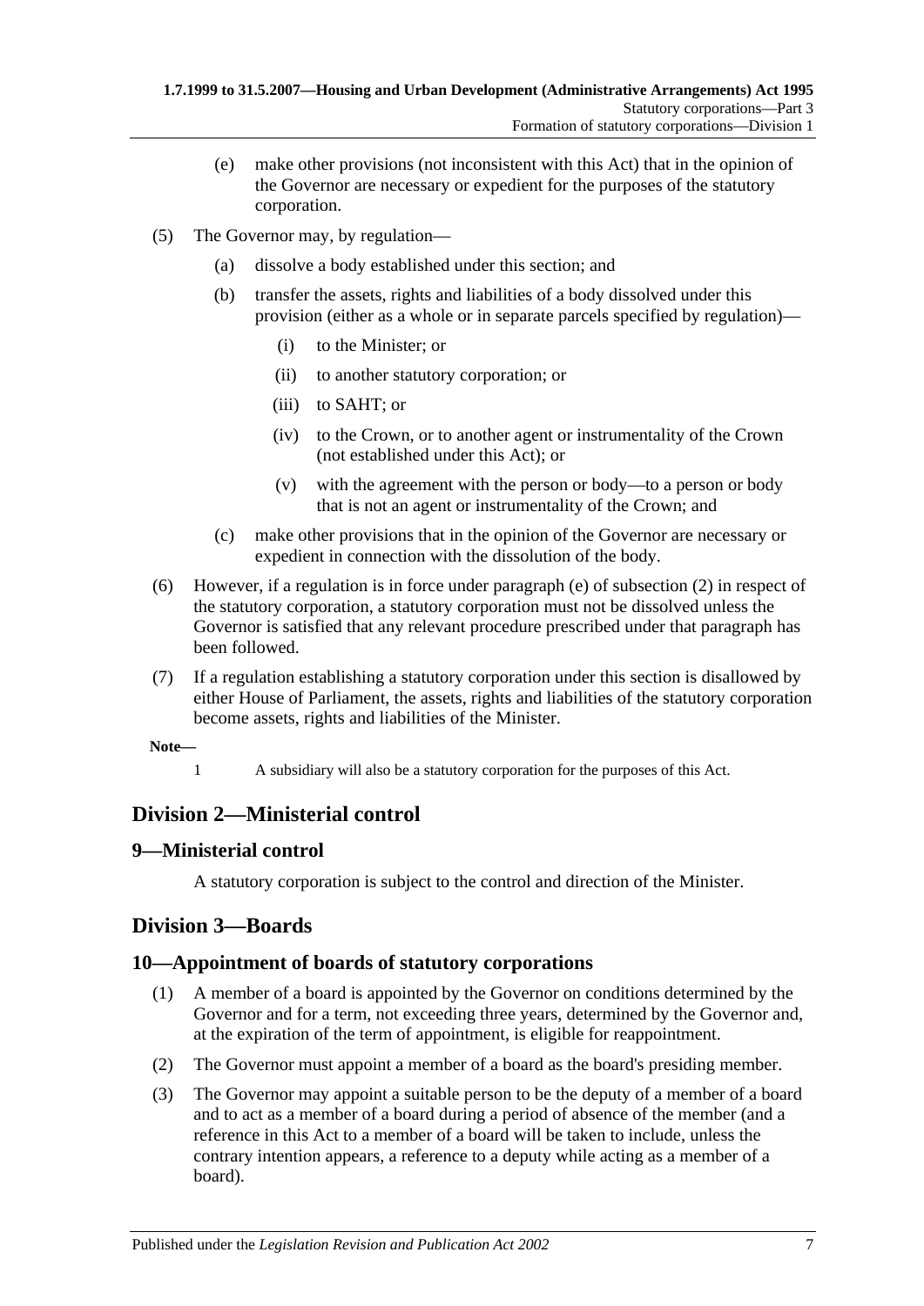(e) make other provisions (not inconsistent with this Act) that in the opinion of the Governor are necessary or expedient for the purposes of the statutory corporation.

(5) The Governor may, by regulation—

(a) dissolve a body established under this section; and

(b) transfer the assets, rights and liabilities of a body dissolved under this provision (either as a whole or in separate parcels specified by regulation)—

(i) to the Minister; or

(ii) to another statutory corporation; or

(iii) to SAHT; or

(iv) to the Crown, or to another agent or instrumentality of the Crown (not established under this Act); or

(v) with the agreement with the person or body—to a person or body that is not an agent or instrumentality of the Crown; and

(c) make other provisions that in the opinion of the Governor are necessary or expedient in connection with the dissolution of the body.

(6) However, if a regulation is in force under paragraph (e) of subsection (2) in respect of the statutory corporation, a statutory corporation must not be dissolved unless the Governor is satisfied that any relevant procedure prescribed under that paragraph has been followed.

(7) If a regulation establishing a statutory corporation under this section is disallowed by either House of Parliament, the assets, rights and liabilities of the statutory corporation become assets, rights and liabilities of the Minister.

**Note—**

1 A subsidiary will also be a statutory corporation for the purposes of this Act.

## Division 2—Ministerial control

### 9—Ministerial control

A statutory corporation is subject to the control and direction of the Minister.

## Division 3—Boards

### 10—Appointment of boards of statutory corporations

(1) A member of a board is appointed by the Governor on conditions determined by the Governor and for a term, not exceeding three years, determined by the Governor and, at the expiration of the term of appointment, is eligible for reappointment.

(2) The Governor must appoint a member of a board as the board's presiding member.

(3) The Governor may appoint a suitable person to be the deputy of a member of a board and to act as a member of a board during a period of absence of the member (and a reference in this Act to a member of a board will be taken to include, unless the contrary intention appears, a reference to a deputy while acting as a member of a board).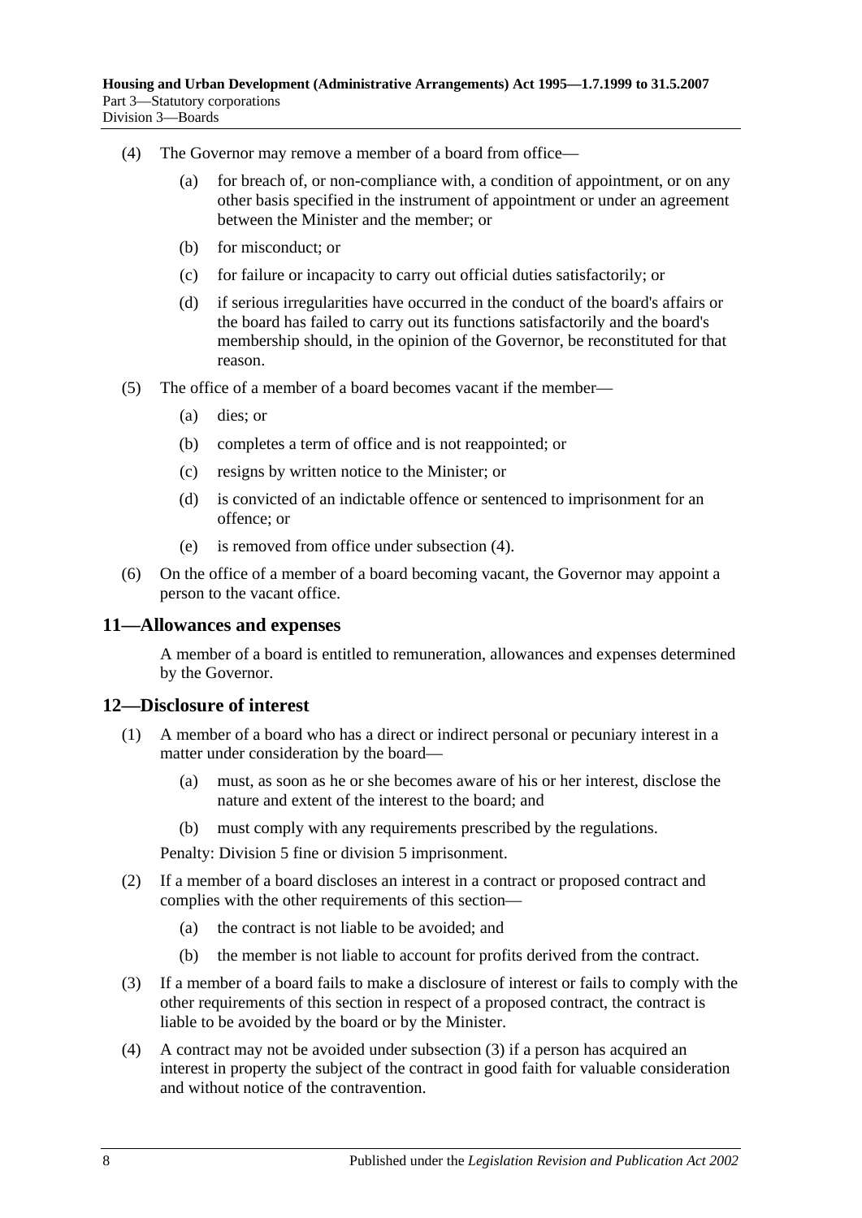(4) The Governor may remove a member of a board from office—

(a) for breach of, or non-compliance with, a condition of appointment, or on any other basis specified in the instrument of appointment or under an agreement between the Minister and the member; or

(b) for misconduct; or

(c) for failure or incapacity to carry out official duties satisfactorily; or

(d) if serious irregularities have occurred in the conduct of the board's affairs or the board has failed to carry out its functions satisfactorily and the board's membership should, in the opinion of the Governor, be reconstituted for that reason.

(5) The office of a member of a board becomes vacant if the member—

(a) dies; or

(b) completes a term of office and is not reappointed; or

(c) resigns by written notice to the Minister; or

(d) is convicted of an indictable offence or sentenced to imprisonment for an offence; or

(e) is removed from office under subsection (4).

(6) On the office of a member of a board becoming vacant, the Governor may appoint a person to the vacant office.

## 11—Allowances and expenses

A member of a board is entitled to remuneration, allowances and expenses determined by the Governor.

## 12—Disclosure of interest

(1) A member of a board who has a direct or indirect personal or pecuniary interest in a matter under consideration by the board—

(a) must, as soon as he or she becomes aware of his or her interest, disclose the nature and extent of the interest to the board; and

(b) must comply with any requirements prescribed by the regulations.

Penalty: Division 5 fine or division 5 imprisonment.

(2) If a member of a board discloses an interest in a contract or proposed contract and complies with the other requirements of this section—

(a) the contract is not liable to be avoided; and

(b) the member is not liable to account for profits derived from the contract.

(3) If a member of a board fails to make a disclosure of interest or fails to comply with the other requirements of this section in respect of a proposed contract, the contract is liable to be avoided by the board or by the Minister.

(4) A contract may not be avoided under subsection (3) if a person has acquired an interest in property the subject of the contract in good faith for valuable consideration and without notice of the contravention.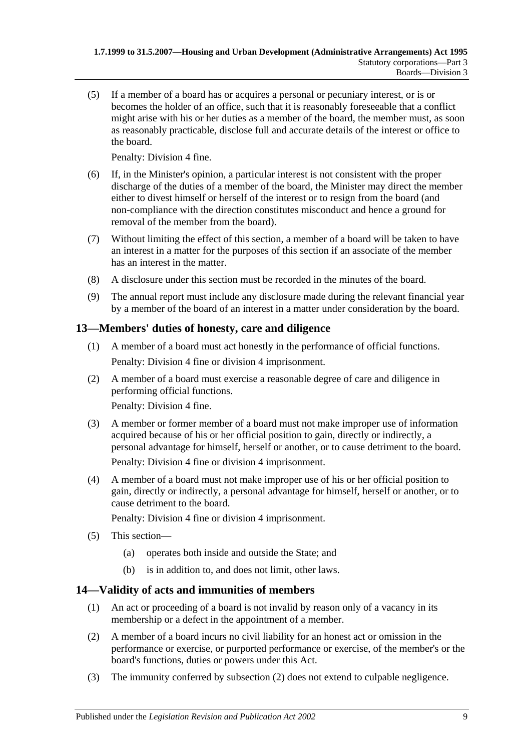(5) If a member of a board has or acquires a personal or pecuniary interest, or is or becomes the holder of an office, such that it is reasonably foreseeable that a conflict might arise with his or her duties as a member of the board, the member must, as soon as reasonably practicable, disclose full and accurate details of the interest or office to the board.

Penalty: Division 4 fine.

(6) If, in the Minister's opinion, a particular interest is not consistent with the proper discharge of the duties of a member of the board, the Minister may direct the member either to divest himself or herself of the interest or to resign from the board (and non-compliance with the direction constitutes misconduct and hence a ground for removal of the member from the board).

(7) Without limiting the effect of this section, a member of a board will be taken to have an interest in a matter for the purposes of this section if an associate of the member has an interest in the matter.

(8) A disclosure under this section must be recorded in the minutes of the board.

(9) The annual report must include any disclosure made during the relevant financial year by a member of the board of an interest in a matter under consideration by the board.

## 13—Members' duties of honesty, care and diligence

(1) A member of a board must act honestly in the performance of official functions.

Penalty: Division 4 fine or division 4 imprisonment.

(2) A member of a board must exercise a reasonable degree of care and diligence in performing official functions.

Penalty: Division 4 fine.

(3) A member or former member of a board must not make improper use of information acquired because of his or her official position to gain, directly or indirectly, a personal advantage for himself, herself or another, or to cause detriment to the board.

Penalty: Division 4 fine or division 4 imprisonment.

(4) A member of a board must not make improper use of his or her official position to gain, directly or indirectly, a personal advantage for himself, herself or another, or to cause detriment to the board.

Penalty: Division 4 fine or division 4 imprisonment.

(5) This section—

(a) operates both inside and outside the State; and

(b) is in addition to, and does not limit, other laws.

## 14—Validity of acts and immunities of members

(1) An act or proceeding of a board is not invalid by reason only of a vacancy in its membership or a defect in the appointment of a member.

(2) A member of a board incurs no civil liability for an honest act or omission in the performance or exercise, or purported performance or exercise, of the member's or the board's functions, duties or powers under this Act.

(3) The immunity conferred by subsection (2) does not extend to culpable negligence.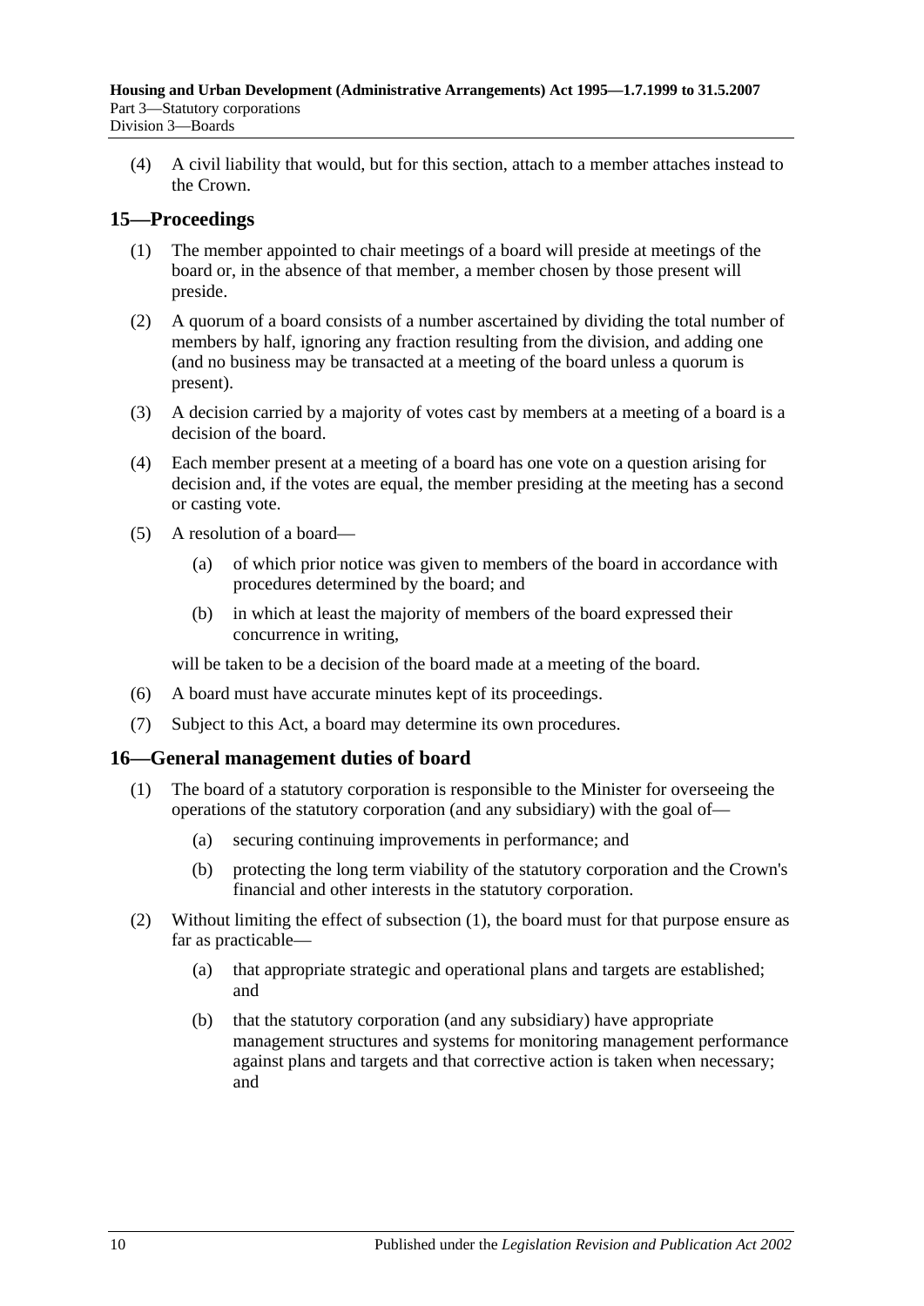(4) A civil liability that would, but for this section, attach to a member attaches instead to the Crown.

## 15—Proceedings

(1) The member appointed to chair meetings of a board will preside at meetings of the board or, in the absence of that member, a member chosen by those present will preside.

(2) A quorum of a board consists of a number ascertained by dividing the total number of members by half, ignoring any fraction resulting from the division, and adding one (and no business may be transacted at a meeting of the board unless a quorum is present).

(3) A decision carried by a majority of votes cast by members at a meeting of a board is a decision of the board.

(4) Each member present at a meeting of a board has one vote on a question arising for decision and, if the votes are equal, the member presiding at the meeting has a second or casting vote.

(5) A resolution of a board—

- (a) of which prior notice was given to members of the board in accordance with procedures determined by the board; and
- (b) in which at least the majority of members of the board expressed their concurrence in writing,

will be taken to be a decision of the board made at a meeting of the board.

(6) A board must have accurate minutes kept of its proceedings.

(7) Subject to this Act, a board may determine its own procedures.

## 16—General management duties of board

(1) The board of a statutory corporation is responsible to the Minister for overseeing the operations of the statutory corporation (and any subsidiary) with the goal of—

- (a) securing continuing improvements in performance; and
- (b) protecting the long term viability of the statutory corporation and the Crown's financial and other interests in the statutory corporation.

(2) Without limiting the effect of subsection (1), the board must for that purpose ensure as far as practicable—

- (a) that appropriate strategic and operational plans and targets are established; and
- (b) that the statutory corporation (and any subsidiary) have appropriate management structures and systems for monitoring management performance against plans and targets and that corrective action is taken when necessary; and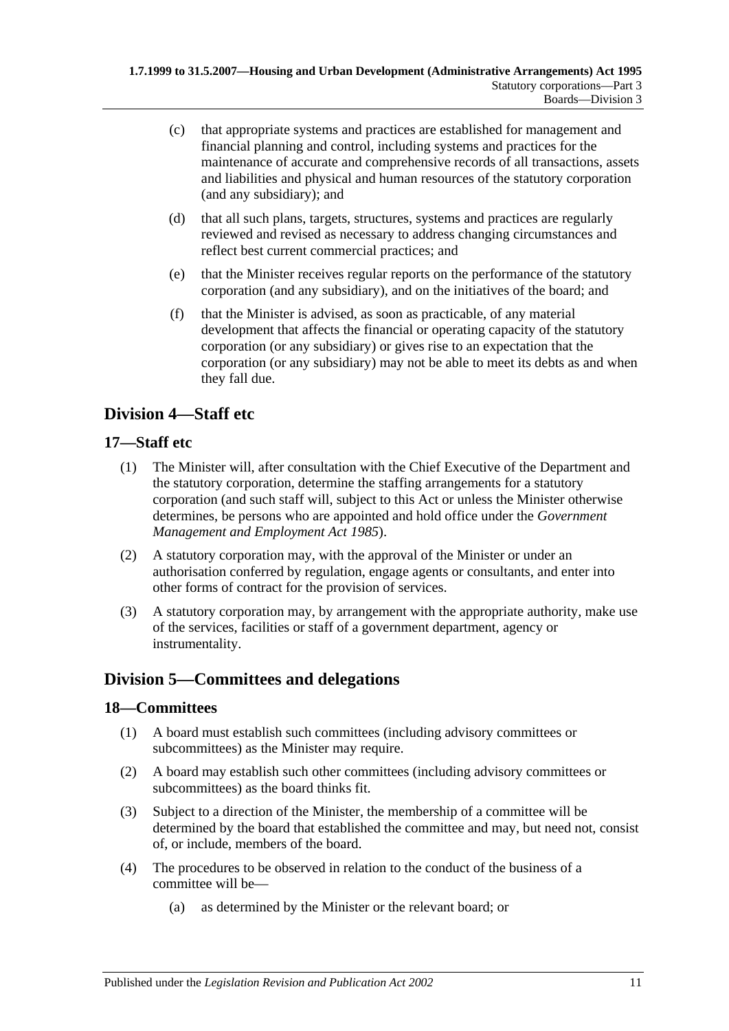(c) that appropriate systems and practices are established for management and financial planning and control, including systems and practices for the maintenance of accurate and comprehensive records of all transactions, assets and liabilities and physical and human resources of the statutory corporation (and any subsidiary); and

(d) that all such plans, targets, structures, systems and practices are regularly reviewed and revised as necessary to address changing circumstances and reflect best current commercial practices; and

(e) that the Minister receives regular reports on the performance of the statutory corporation (and any subsidiary), and on the initiatives of the board; and

(f) that the Minister is advised, as soon as practicable, of any material development that affects the financial or operating capacity of the statutory corporation (or any subsidiary) or gives rise to an expectation that the corporation (or any subsidiary) may not be able to meet its debts as and when they fall due.

## Division 4—Staff etc

### 17—Staff etc

(1) The Minister will, after consultation with the Chief Executive of the Department and the statutory corporation, determine the staffing arrangements for a statutory corporation (and such staff will, subject to this Act or unless the Minister otherwise determines, be persons who are appointed and hold office under the *Government Management and Employment Act 1985*).

(2) A statutory corporation may, with the approval of the Minister or under an authorisation conferred by regulation, engage agents or consultants, and enter into other forms of contract for the provision of services.

(3) A statutory corporation may, by arrangement with the appropriate authority, make use of the services, facilities or staff of a government department, agency or instrumentality.

## Division 5—Committees and delegations

### 18—Committees

(1) A board must establish such committees (including advisory committees or subcommittees) as the Minister may require.

(2) A board may establish such other committees (including advisory committees or subcommittees) as the board thinks fit.

(3) Subject to a direction of the Minister, the membership of a committee will be determined by the board that established the committee and may, but need not, consist of, or include, members of the board.

(4) The procedures to be observed in relation to the conduct of the business of a committee will be—

(a) as determined by the Minister or the relevant board; or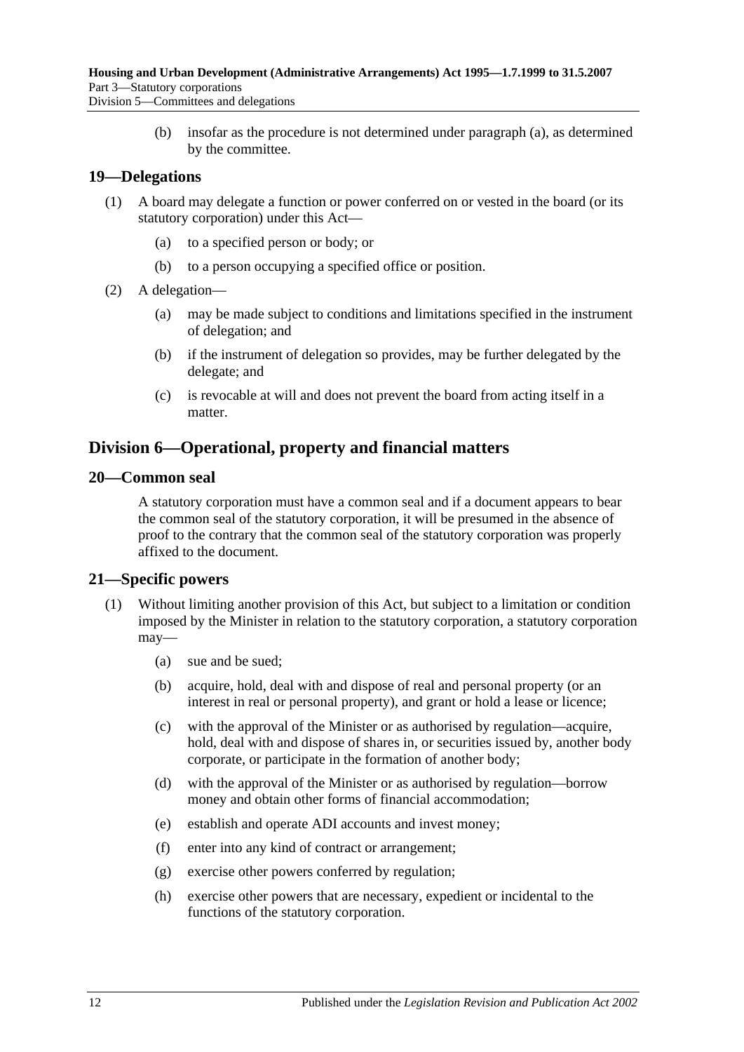(b) insofar as the procedure is not determined under paragraph (a), as determined by the committee.

## 19—Delegations

(1) A board may delegate a function or power conferred on or vested in the board (or its statutory corporation) under this Act—

(a) to a specified person or body; or

(b) to a person occupying a specified office or position.

(2) A delegation—

(a) may be made subject to conditions and limitations specified in the instrument of delegation; and

(b) if the instrument of delegation so provides, may be further delegated by the delegate; and

(c) is revocable at will and does not prevent the board from acting itself in a matter.

# Division 6—Operational, property and financial matters

## 20—Common seal

A statutory corporation must have a common seal and if a document appears to bear the common seal of the statutory corporation, it will be presumed in the absence of proof to the contrary that the common seal of the statutory corporation was properly affixed to the document.

## 21—Specific powers

(1) Without limiting another provision of this Act, but subject to a limitation or condition imposed by the Minister in relation to the statutory corporation, a statutory corporation may—

(a) sue and be sued;

(b) acquire, hold, deal with and dispose of real and personal property (or an interest in real or personal property), and grant or hold a lease or licence;

(c) with the approval of the Minister or as authorised by regulation—acquire, hold, deal with and dispose of shares in, or securities issued by, another body corporate, or participate in the formation of another body;

(d) with the approval of the Minister or as authorised by regulation—borrow money and obtain other forms of financial accommodation;

(e) establish and operate ADI accounts and invest money;

(f) enter into any kind of contract or arrangement;

(g) exercise other powers conferred by regulation;

(h) exercise other powers that are necessary, expedient or incidental to the functions of the statutory corporation.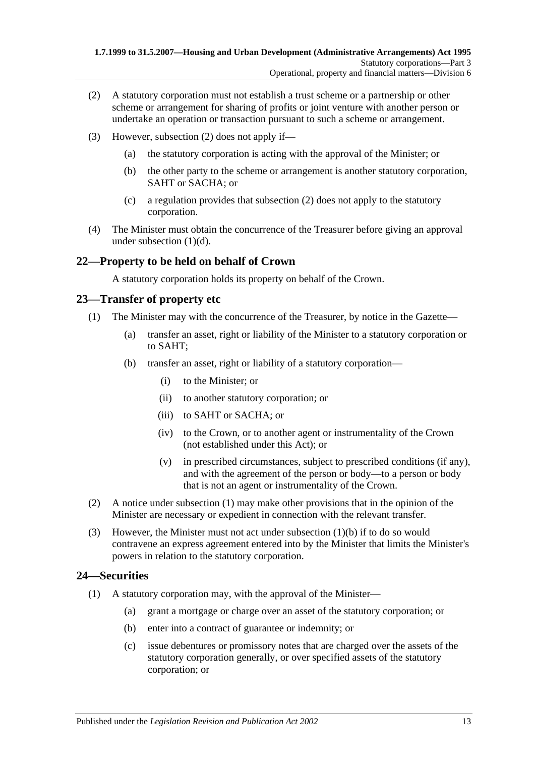(2) A statutory corporation must not establish a trust scheme or a partnership or other scheme or arrangement for sharing of profits or joint venture with another person or undertake an operation or transaction pursuant to such a scheme or arrangement.

(3) However, subsection (2) does not apply if—

(a) the statutory corporation is acting with the approval of the Minister; or

(b) the other party to the scheme or arrangement is another statutory corporation, SAHT or SACHA; or

(c) a regulation provides that subsection (2) does not apply to the statutory corporation.

(4) The Minister must obtain the concurrence of the Treasurer before giving an approval under subsection (1)(d).

## 22—Property to be held on behalf of Crown

A statutory corporation holds its property on behalf of the Crown.

## 23—Transfer of property etc

(1) The Minister may with the concurrence of the Treasurer, by notice in the Gazette—

(a) transfer an asset, right or liability of the Minister to a statutory corporation or to SAHT;

(b) transfer an asset, right or liability of a statutory corporation—

(i) to the Minister; or

(ii) to another statutory corporation; or

(iii) to SAHT or SACHA; or

(iv) to the Crown, or to another agent or instrumentality of the Crown (not established under this Act); or

(v) in prescribed circumstances, subject to prescribed conditions (if any), and with the agreement of the person or body—to a person or body that is not an agent or instrumentality of the Crown.

(2) A notice under subsection (1) may make other provisions that in the opinion of the Minister are necessary or expedient in connection with the relevant transfer.

(3) However, the Minister must not act under subsection (1)(b) if to do so would contravene an express agreement entered into by the Minister that limits the Minister's powers in relation to the statutory corporation.

## 24—Securities

(1) A statutory corporation may, with the approval of the Minister—

(a) grant a mortgage or charge over an asset of the statutory corporation; or

(b) enter into a contract of guarantee or indemnity; or

(c) issue debentures or promissory notes that are charged over the assets of the statutory corporation generally, or over specified assets of the statutory corporation; or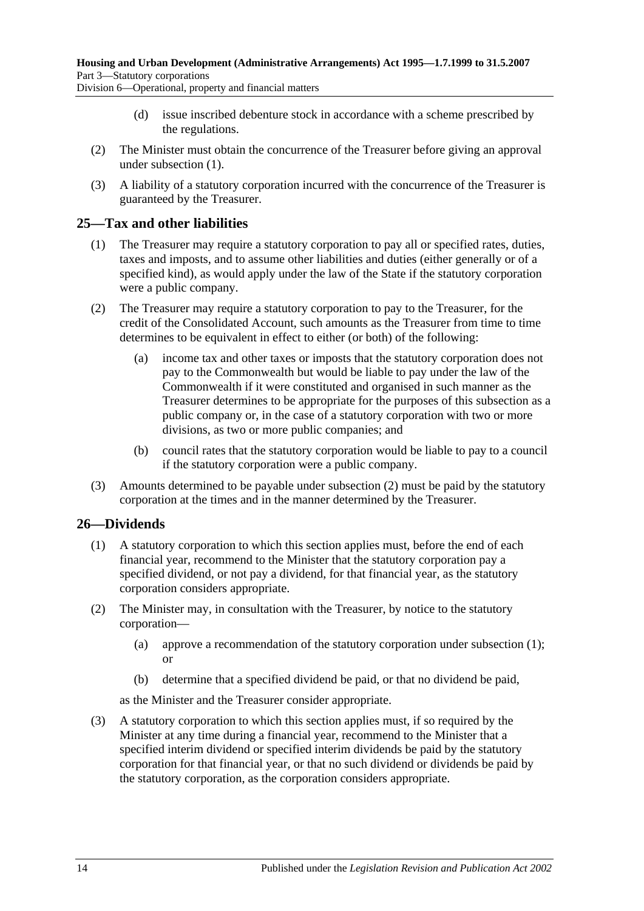(d) issue inscribed debenture stock in accordance with a scheme prescribed by the regulations.

(2) The Minister must obtain the concurrence of the Treasurer before giving an approval under subsection (1).

(3) A liability of a statutory corporation incurred with the concurrence of the Treasurer is guaranteed by the Treasurer.

## 25—Tax and other liabilities

(1) The Treasurer may require a statutory corporation to pay all or specified rates, duties, taxes and imposts, and to assume other liabilities and duties (either generally or of a specified kind), as would apply under the law of the State if the statutory corporation were a public company.

(2) The Treasurer may require a statutory corporation to pay to the Treasurer, for the credit of the Consolidated Account, such amounts as the Treasurer from time to time determines to be equivalent in effect to either (or both) of the following:

(a) income tax and other taxes or imposts that the statutory corporation does not pay to the Commonwealth but would be liable to pay under the law of the Commonwealth if it were constituted and organised in such manner as the Treasurer determines to be appropriate for the purposes of this subsection as a public company or, in the case of a statutory corporation with two or more divisions, as two or more public companies; and

(b) council rates that the statutory corporation would be liable to pay to a council if the statutory corporation were a public company.

(3) Amounts determined to be payable under subsection (2) must be paid by the statutory corporation at the times and in the manner determined by the Treasurer.

## 26—Dividends

(1) A statutory corporation to which this section applies must, before the end of each financial year, recommend to the Minister that the statutory corporation pay a specified dividend, or not pay a dividend, for that financial year, as the statutory corporation considers appropriate.

(2) The Minister may, in consultation with the Treasurer, by notice to the statutory corporation—

(a) approve a recommendation of the statutory corporation under subsection (1); or

(b) determine that a specified dividend be paid, or that no dividend be paid,

as the Minister and the Treasurer consider appropriate.

(3) A statutory corporation to which this section applies must, if so required by the Minister at any time during a financial year, recommend to the Minister that a specified interim dividend or specified interim dividends be paid by the statutory corporation for that financial year, or that no such dividend or dividends be paid by the statutory corporation, as the corporation considers appropriate.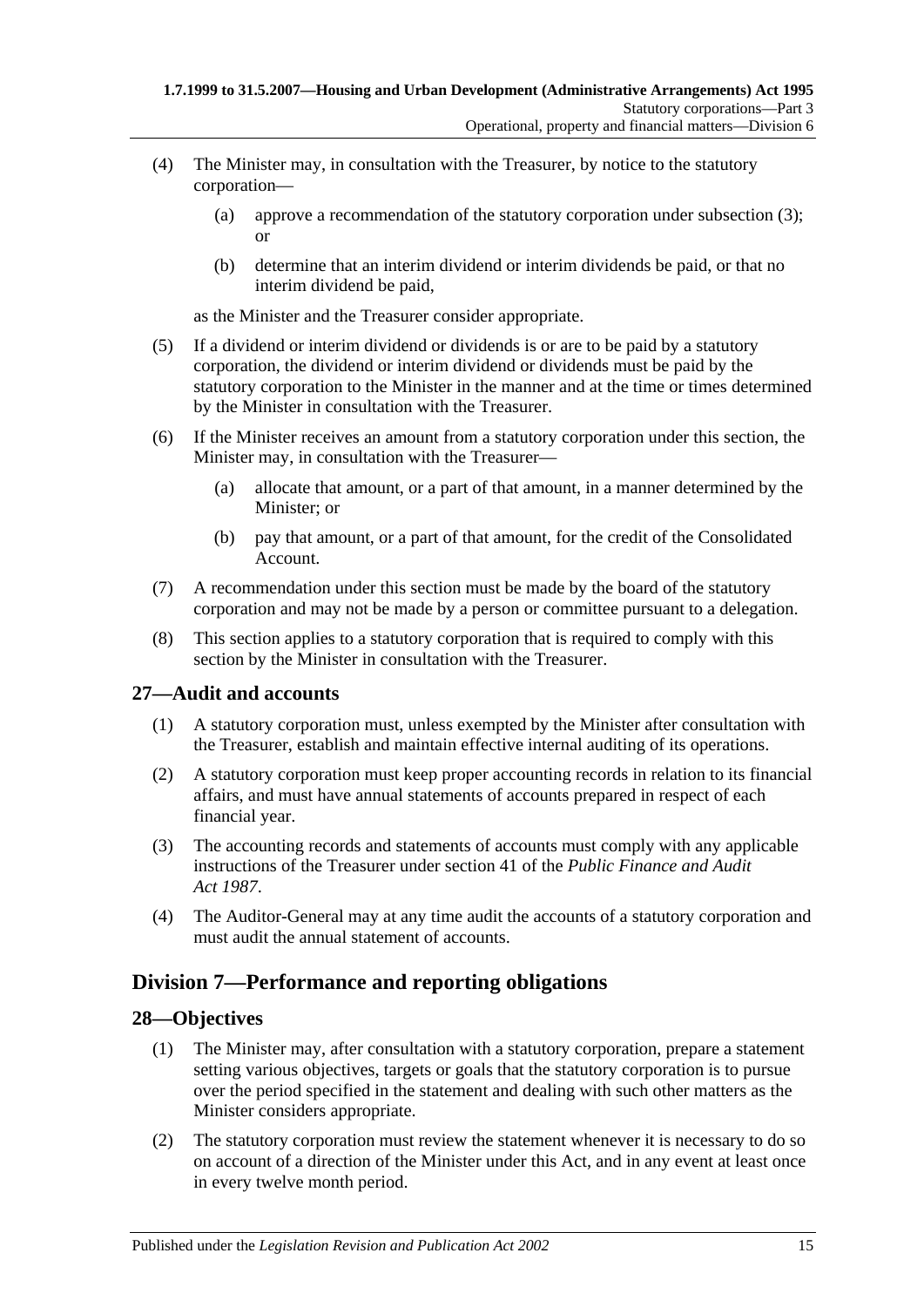(4) The Minister may, in consultation with the Treasurer, by notice to the statutory corporation—

(a) approve a recommendation of the statutory corporation under subsection (3); or

(b) determine that an interim dividend or interim dividends be paid, or that no interim dividend be paid,

as the Minister and the Treasurer consider appropriate.

(5) If a dividend or interim dividend or dividends is or are to be paid by a statutory corporation, the dividend or interim dividend or dividends must be paid by the statutory corporation to the Minister in the manner and at the time or times determined by the Minister in consultation with the Treasurer.

(6) If the Minister receives an amount from a statutory corporation under this section, the Minister may, in consultation with the Treasurer—

(a) allocate that amount, or a part of that amount, in a manner determined by the Minister; or

(b) pay that amount, or a part of that amount, for the credit of the Consolidated Account.

(7) A recommendation under this section must be made by the board of the statutory corporation and may not be made by a person or committee pursuant to a delegation.

(8) This section applies to a statutory corporation that is required to comply with this section by the Minister in consultation with the Treasurer.

## 27—Audit and accounts

(1) A statutory corporation must, unless exempted by the Minister after consultation with the Treasurer, establish and maintain effective internal auditing of its operations.

(2) A statutory corporation must keep proper accounting records in relation to its financial affairs, and must have annual statements of accounts prepared in respect of each financial year.

(3) The accounting records and statements of accounts must comply with any applicable instructions of the Treasurer under section 41 of the *Public Finance and Audit Act 1987*.

(4) The Auditor-General may at any time audit the accounts of a statutory corporation and must audit the annual statement of accounts.

# Division 7—Performance and reporting obligations

## 28—Objectives

(1) The Minister may, after consultation with a statutory corporation, prepare a statement setting various objectives, targets or goals that the statutory corporation is to pursue over the period specified in the statement and dealing with such other matters as the Minister considers appropriate.

(2) The statutory corporation must review the statement whenever it is necessary to do so on account of a direction of the Minister under this Act, and in any event at least once in every twelve month period.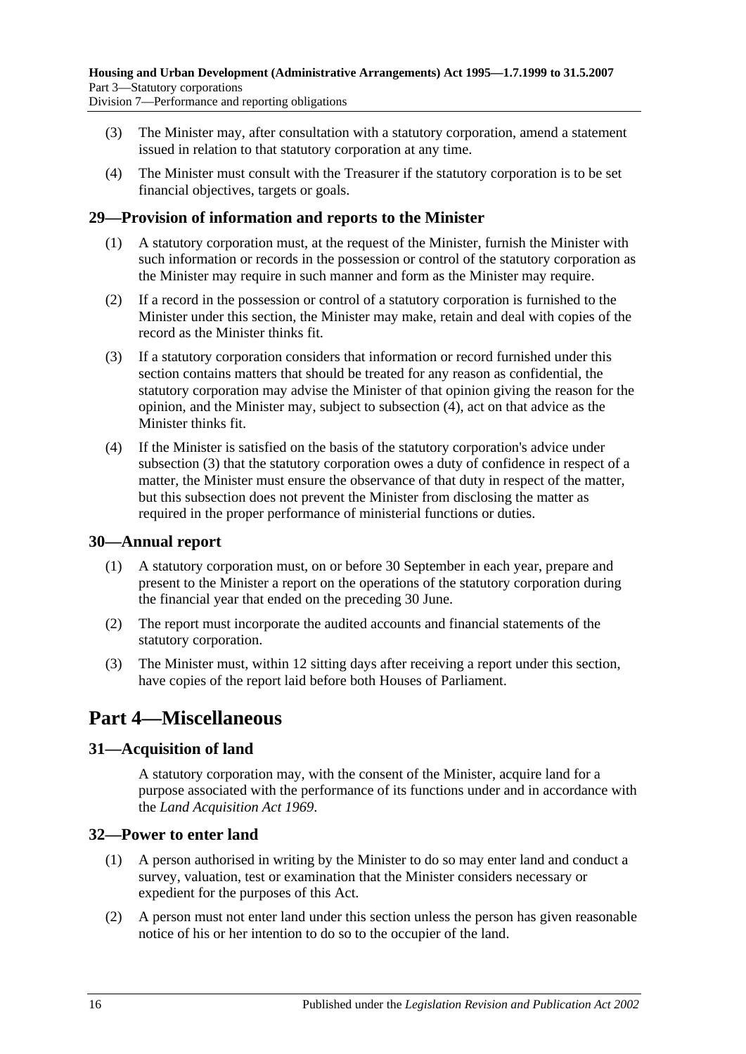(3) The Minister may, after consultation with a statutory corporation, amend a statement issued in relation to that statutory corporation at any time.

(4) The Minister must consult with the Treasurer if the statutory corporation is to be set financial objectives, targets or goals.

## 29—Provision of information and reports to the Minister

(1) A statutory corporation must, at the request of the Minister, furnish the Minister with such information or records in the possession or control of the statutory corporation as the Minister may require in such manner and form as the Minister may require.

(2) If a record in the possession or control of a statutory corporation is furnished to the Minister under this section, the Minister may make, retain and deal with copies of the record as the Minister thinks fit.

(3) If a statutory corporation considers that information or record furnished under this section contains matters that should be treated for any reason as confidential, the statutory corporation may advise the Minister of that opinion giving the reason for the opinion, and the Minister may, subject to subsection (4), act on that advice as the Minister thinks fit.

(4) If the Minister is satisfied on the basis of the statutory corporation's advice under subsection (3) that the statutory corporation owes a duty of confidence in respect of a matter, the Minister must ensure the observance of that duty in respect of the matter, but this subsection does not prevent the Minister from disclosing the matter as required in the proper performance of ministerial functions or duties.

## 30—Annual report

(1) A statutory corporation must, on or before 30 September in each year, prepare and present to the Minister a report on the operations of the statutory corporation during the financial year that ended on the preceding 30 June.

(2) The report must incorporate the audited accounts and financial statements of the statutory corporation.

(3) The Minister must, within 12 sitting days after receiving a report under this section, have copies of the report laid before both Houses of Parliament.

# Part 4—Miscellaneous

## 31—Acquisition of land

A statutory corporation may, with the consent of the Minister, acquire land for a purpose associated with the performance of its functions under and in accordance with the *Land Acquisition Act 1969*.

## 32—Power to enter land

(1) A person authorised in writing by the Minister to do so may enter land and conduct a survey, valuation, test or examination that the Minister considers necessary or expedient for the purposes of this Act.

(2) A person must not enter land under this section unless the person has given reasonable notice of his or her intention to do so to the occupier of the land.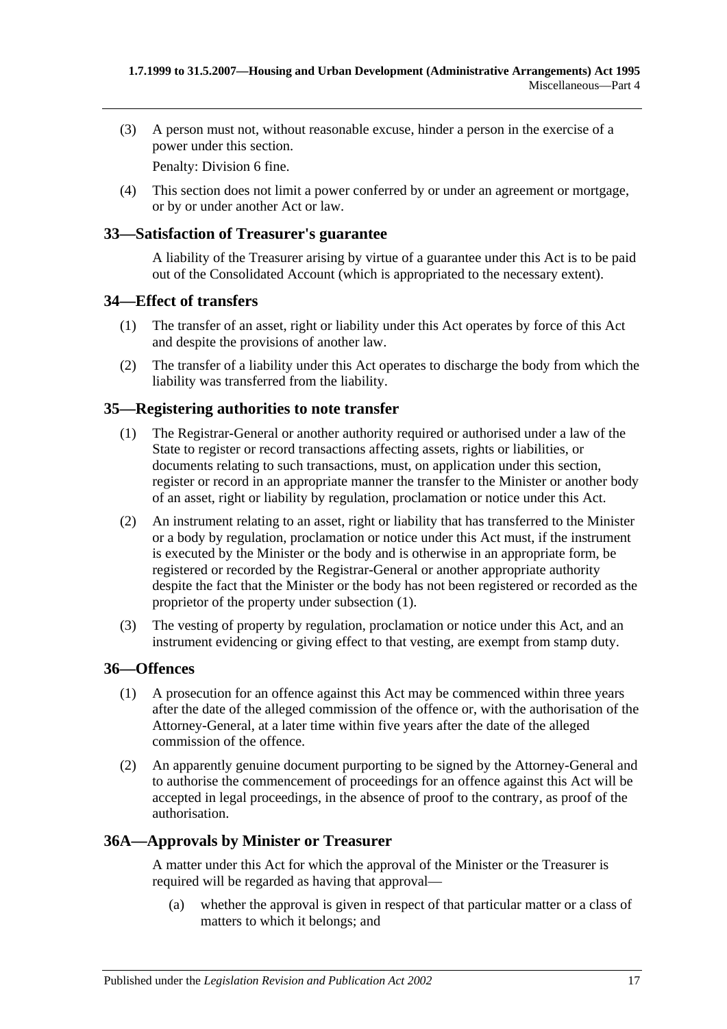(3) A person must not, without reasonable excuse, hinder a person in the exercise of a power under this section.

Penalty: Division 6 fine.

(4) This section does not limit a power conferred by or under an agreement or mortgage, or by or under another Act or law.

## 33—Satisfaction of Treasurer's guarantee

A liability of the Treasurer arising by virtue of a guarantee under this Act is to be paid out of the Consolidated Account (which is appropriated to the necessary extent).

## 34—Effect of transfers

(1) The transfer of an asset, right or liability under this Act operates by force of this Act and despite the provisions of another law.

(2) The transfer of a liability under this Act operates to discharge the body from which the liability was transferred from the liability.

## 35—Registering authorities to note transfer

(1) The Registrar-General or another authority required or authorised under a law of the State to register or record transactions affecting assets, rights or liabilities, or documents relating to such transactions, must, on application under this section, register or record in an appropriate manner the transfer to the Minister or another body of an asset, right or liability by regulation, proclamation or notice under this Act.

(2) An instrument relating to an asset, right or liability that has transferred to the Minister or a body by regulation, proclamation or notice under this Act must, if the instrument is executed by the Minister or the body and is otherwise in an appropriate form, be registered or recorded by the Registrar-General or another appropriate authority despite the fact that the Minister or the body has not been registered or recorded as the proprietor of the property under subsection (1).

(3) The vesting of property by regulation, proclamation or notice under this Act, and an instrument evidencing or giving effect to that vesting, are exempt from stamp duty.

## 36—Offences

(1) A prosecution for an offence against this Act may be commenced within three years after the date of the alleged commission of the offence or, with the authorisation of the Attorney-General, at a later time within five years after the date of the alleged commission of the offence.

(2) An apparently genuine document purporting to be signed by the Attorney-General and to authorise the commencement of proceedings for an offence against this Act will be accepted in legal proceedings, in the absence of proof to the contrary, as proof of the authorisation.

## 36A—Approvals by Minister or Treasurer

A matter under this Act for which the approval of the Minister or the Treasurer is required will be regarded as having that approval—

(a) whether the approval is given in respect of that particular matter or a class of matters to which it belongs; and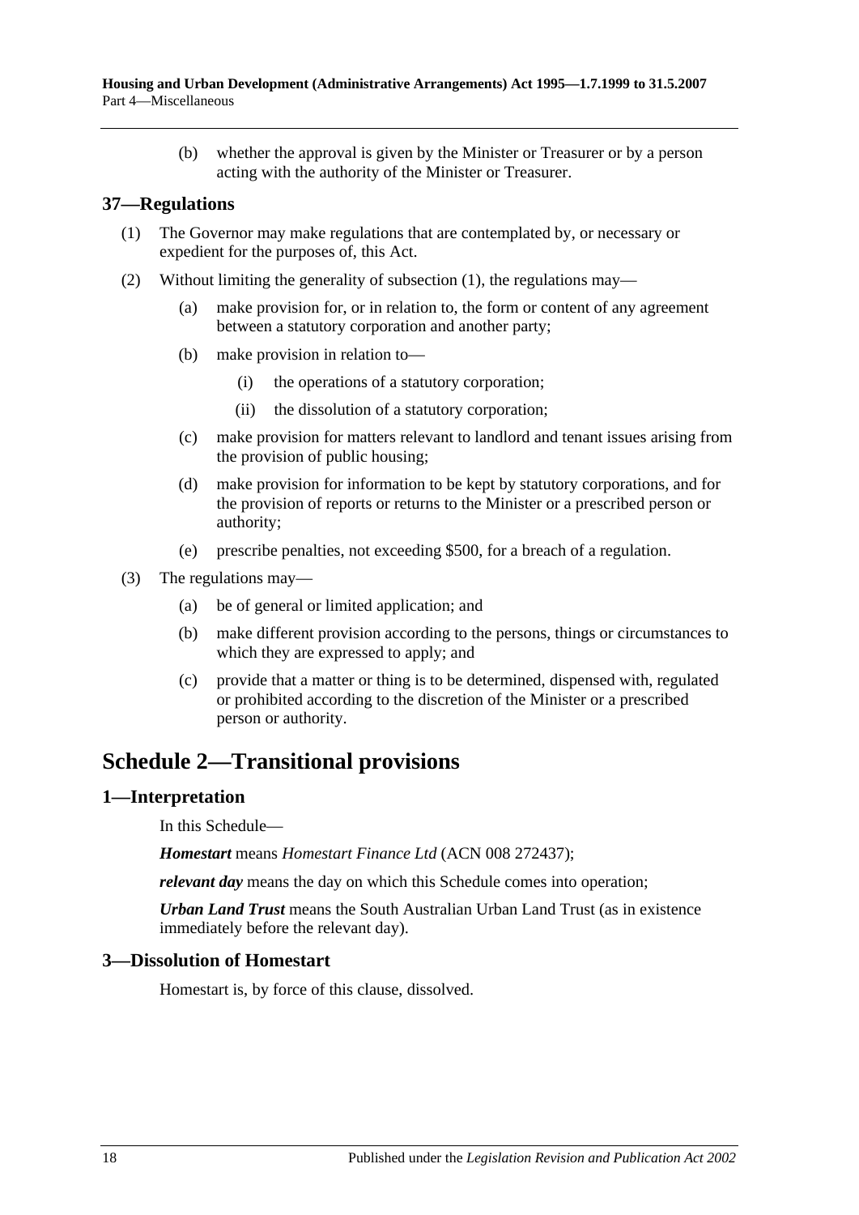(b) whether the approval is given by the Minister or Treasurer or by a person acting with the authority of the Minister or Treasurer.

### 37—Regulations

(1) The Governor may make regulations that are contemplated by, or necessary or expedient for the purposes of, this Act.

(2) Without limiting the generality of subsection (1), the regulations may—

(a) make provision for, or in relation to, the form or content of any agreement between a statutory corporation and another party;

(b) make provision in relation to—

(i) the operations of a statutory corporation;

(ii) the dissolution of a statutory corporation;

(c) make provision for matters relevant to landlord and tenant issues arising from the provision of public housing;

(d) make provision for information to be kept by statutory corporations, and for the provision of reports or returns to the Minister or a prescribed person or authority;

(e) prescribe penalties, not exceeding $500, for a breach of a regulation.

(3) The regulations may—

(a) be of general or limited application; and

(b) make different provision according to the persons, things or circumstances to which they are expressed to apply; and

(c) provide that a matter or thing is to be determined, dispensed with, regulated or prohibited according to the discretion of the Minister or a prescribed person or authority.

## Schedule 2—Transitional provisions

### 1—Interpretation

In this Schedule—

***Homestart*** means *Homestart Finance Ltd* (ACN 008 272437);

***relevant day*** means the day on which this Schedule comes into operation;

***Urban Land Trust*** means the South Australian Urban Land Trust (as in existence immediately before the relevant day).

### 3—Dissolution of Homestart

Homestart is, by force of this clause, dissolved.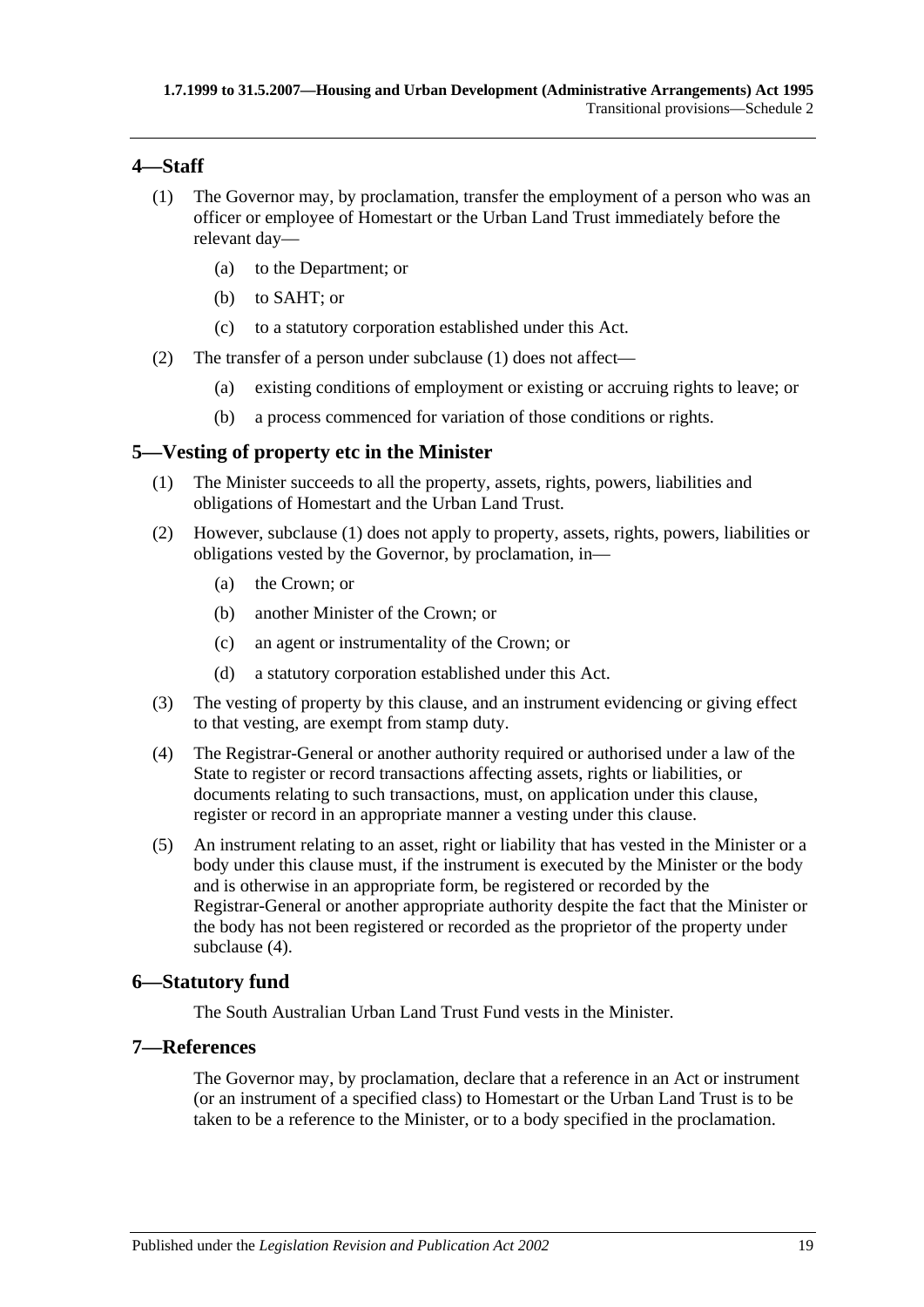## 4—Staff

(1) The Governor may, by proclamation, transfer the employment of a person who was an officer or employee of Homestart or the Urban Land Trust immediately before the relevant day—

(a) to the Department; or

(b) to SAHT; or

(c) to a statutory corporation established under this Act.

(2) The transfer of a person under subclause (1) does not affect—

(a) existing conditions of employment or existing or accruing rights to leave; or

(b) a process commenced for variation of those conditions or rights.

## 5—Vesting of property etc in the Minister

(1) The Minister succeeds to all the property, assets, rights, powers, liabilities and obligations of Homestart and the Urban Land Trust.

(2) However, subclause (1) does not apply to property, assets, rights, powers, liabilities or obligations vested by the Governor, by proclamation, in—

(a) the Crown; or

(b) another Minister of the Crown; or

(c) an agent or instrumentality of the Crown; or

(d) a statutory corporation established under this Act.

(3) The vesting of property by this clause, and an instrument evidencing or giving effect to that vesting, are exempt from stamp duty.

(4) The Registrar-General or another authority required or authorised under a law of the State to register or record transactions affecting assets, rights or liabilities, or documents relating to such transactions, must, on application under this clause, register or record in an appropriate manner a vesting under this clause.

(5) An instrument relating to an asset, right or liability that has vested in the Minister or a body under this clause must, if the instrument is executed by the Minister or the body and is otherwise in an appropriate form, be registered or recorded by the Registrar-General or another appropriate authority despite the fact that the Minister or the body has not been registered or recorded as the proprietor of the property under subclause (4).

## 6—Statutory fund

The South Australian Urban Land Trust Fund vests in the Minister.

## 7—References

The Governor may, by proclamation, declare that a reference in an Act or instrument (or an instrument of a specified class) to Homestart or the Urban Land Trust is to be taken to be a reference to the Minister, or to a body specified in the proclamation.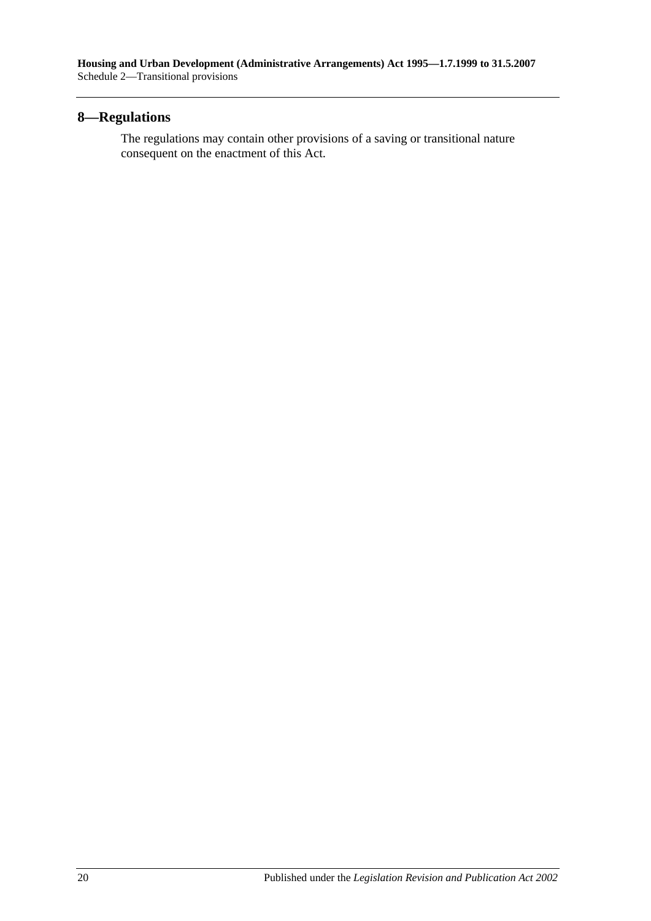## 8—Regulations

The regulations may contain other provisions of a saving or transitional nature consequent on the enactment of this Act.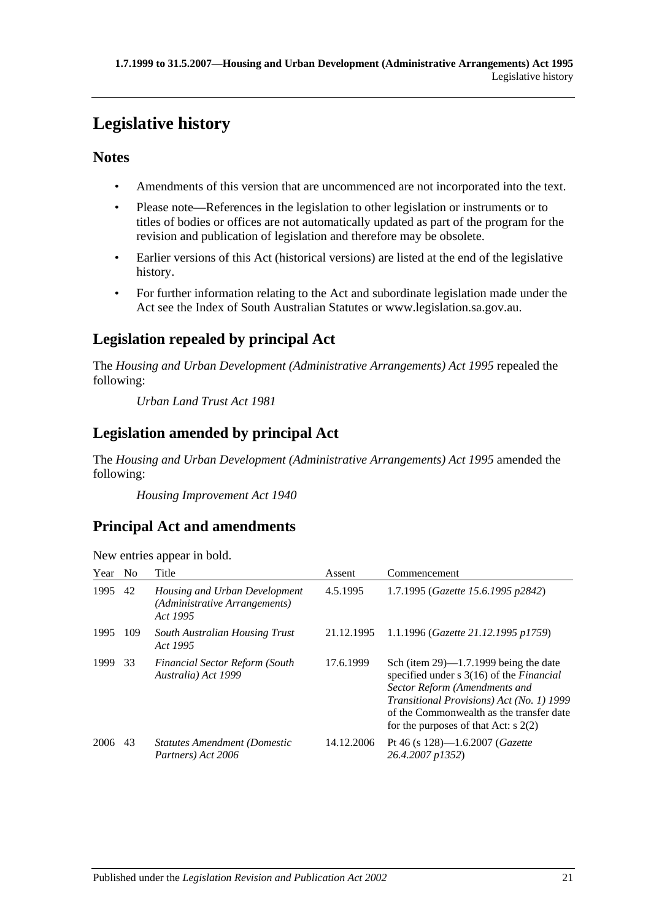# Legislative history

## Notes

- Amendments of this version that are uncommenced are not incorporated into the text.
- Please note—References in the legislation to other legislation or instruments or to titles of bodies or offices are not automatically updated as part of the program for the revision and publication of legislation and therefore may be obsolete.
- Earlier versions of this Act (historical versions) are listed at the end of the legislative history.
- For further information relating to the Act and subordinate legislation made under the Act see the Index of South Australian Statutes or www.legislation.sa.gov.au.

## Legislation repealed by principal Act

The *Housing and Urban Development (Administrative Arrangements) Act 1995* repealed the following:

*Urban Land Trust Act 1981*

## Legislation amended by principal Act

The *Housing and Urban Development (Administrative Arrangements) Act 1995* amended the following:

*Housing Improvement Act 1940*

## Principal Act and amendments

New entries appear in bold.

| Year | No | Title | Assent | Commencement |
|---|---|---|---|---|
| 1995 | 42 | *Housing and Urban Development (Administrative Arrangements) Act 1995* | 4.5.1995 | 1.7.1995 (*Gazette 15.6.1995 p2842*) |
| 1995 | 109 | *South Australian Housing Trust Act 1995* | 21.12.1995 | 1.1.1996 (*Gazette 21.12.1995 p1759*) |
| 1999 | 33 | *Financial Sector Reform (South Australia) Act 1999* | 17.6.1999 | Sch (item 29)—1.7.1999 being the date specified under s 3(16) of the *Financial Sector Reform (Amendments and Transitional Provisions) Act (No. 1) 1999* of the Commonwealth as the transfer date for the purposes of that Act: s 2(2) |
| 2006 | 43 | *Statutes Amendment (Domestic Partners) Act 2006* | 14.12.2006 | Pt 46 (s 128)—1.6.2007 (*Gazette 26.4.2007 p1352*) |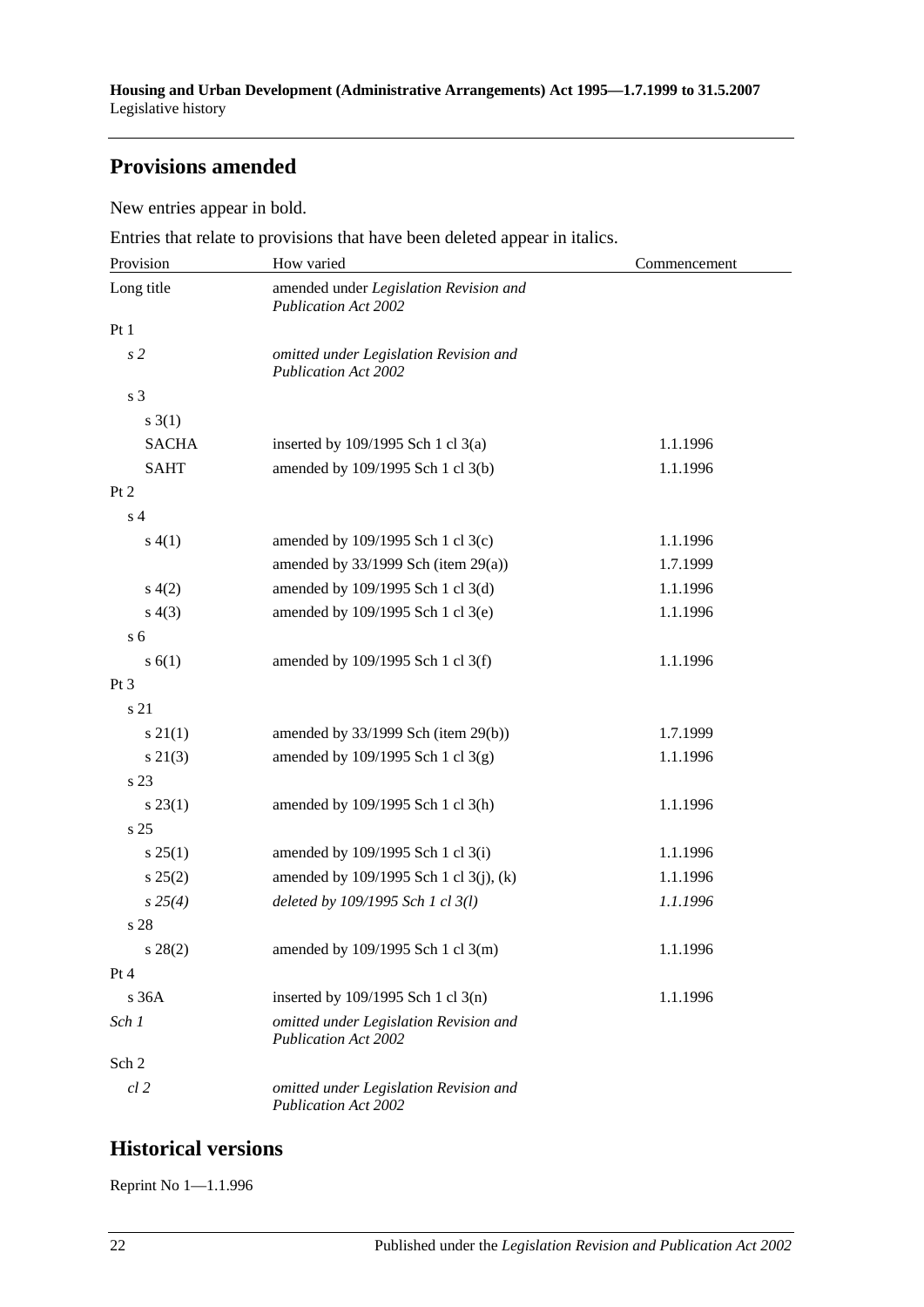## Provisions amended

New entries appear in bold.

Entries that relate to provisions that have been deleted appear in italics.

| Provision | How varied | Commencement |
|---|---|---|
| Long title | amended under *Legislation Revision and Publication Act 2002* | |
| Pt 1 | | |
| *s 2* | *omitted under Legislation Revision and Publication Act 2002* | |
| s 3 | | |
| s 3(1) | | |
| SACHA | inserted by 109/1995 Sch 1 cl 3(a) | 1.1.1996 |
| SAHT | amended by 109/1995 Sch 1 cl 3(b) | 1.1.1996 |
| Pt 2 | | |
| s 4 | | |
| s 4(1) | amended by 109/1995 Sch 1 cl 3(c) | 1.1.1996 |
| | amended by 33/1999 Sch (item 29(a)) | 1.7.1999 |
| s 4(2) | amended by 109/1995 Sch 1 cl 3(d) | 1.1.1996 |
| s 4(3) | amended by 109/1995 Sch 1 cl 3(e) | 1.1.1996 |
| s 6 | | |
| s 6(1) | amended by 109/1995 Sch 1 cl 3(f) | 1.1.1996 |
| Pt 3 | | |
| s 21 | | |
| s 21(1) | amended by 33/1999 Sch (item 29(b)) | 1.7.1999 |
| s 21(3) | amended by 109/1995 Sch 1 cl 3(g) | 1.1.1996 |
| s 23 | | |
| s 23(1) | amended by 109/1995 Sch 1 cl 3(h) | 1.1.1996 |
| s 25 | | |
| s 25(1) | amended by 109/1995 Sch 1 cl 3(i) | 1.1.1996 |
| s 25(2) | amended by 109/1995 Sch 1 cl 3(j), (k) | 1.1.1996 |
| *s 25(4)* | *deleted by 109/1995 Sch 1 cl 3(l)* | *1.1.1996* |
| s 28 | | |
| s 28(2) | amended by 109/1995 Sch 1 cl 3(m) | 1.1.1996 |
| Pt 4 | | |
| s 36A | inserted by 109/1995 Sch 1 cl 3(n) | 1.1.1996 |
| *Sch 1* | *omitted under Legislation Revision and Publication Act 2002* | |
| Sch 2 | | |
| *cl 2* | *omitted under Legislation Revision and Publication Act 2002* | |

## Historical versions

Reprint No 1—1.1.996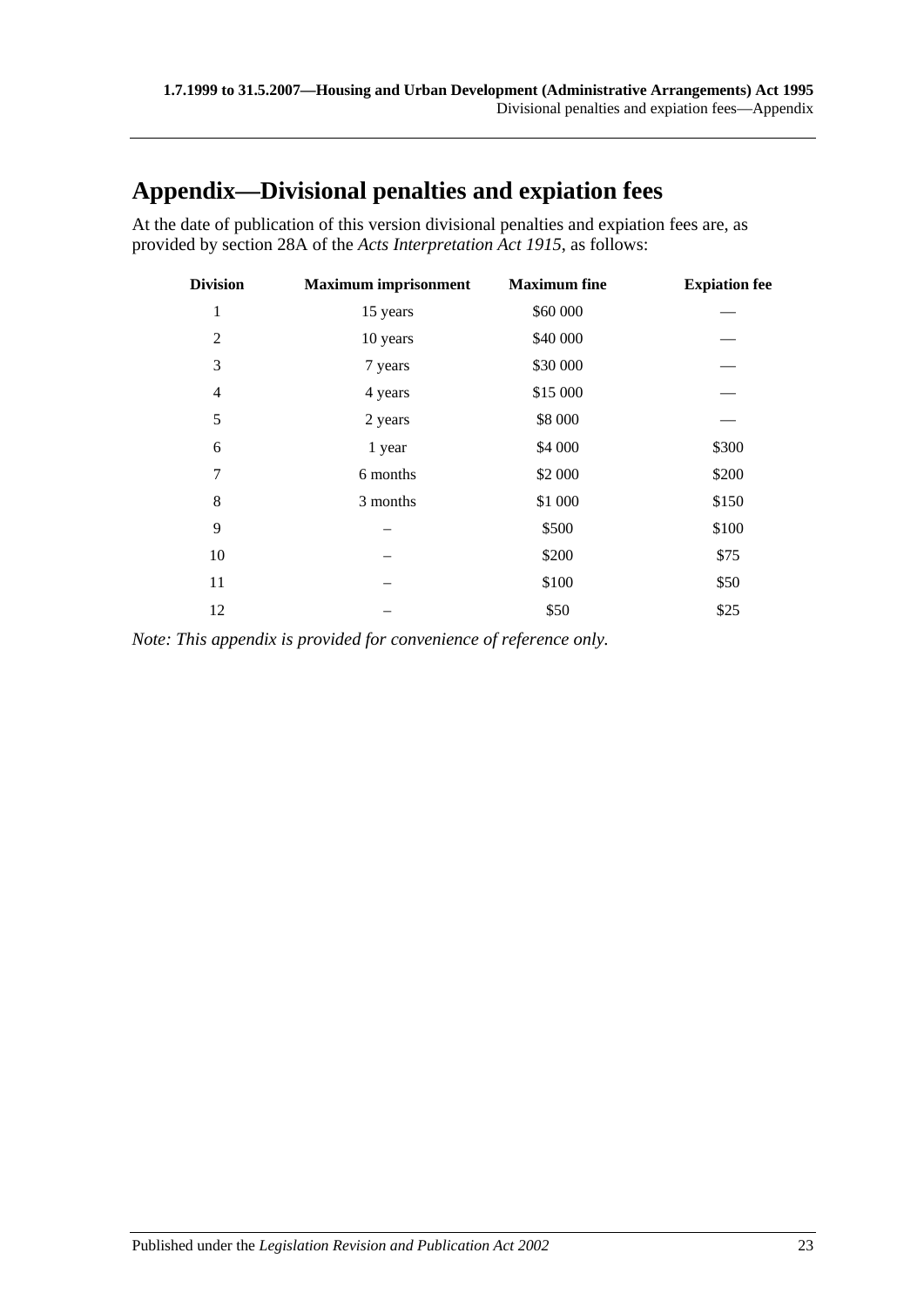# Appendix—Divisional penalties and expiation fees

At the date of publication of this version divisional penalties and expiation fees are, as provided by section 28A of the *Acts Interpretation Act 1915*, as follows:

| Division | Maximum imprisonment | Maximum fine | Expiation fee |
|---|---|---|---|
| 1 | 15 years | $60 000 | — |
| 2 | 10 years | $40 000 | — |
| 3 | 7 years | $30 000 | — |
| 4 | 4 years | $15 000 | — |
| 5 | 2 years | $8 000 | — |
| 6 | 1 year | $4 000 | $300 |
| 7 | 6 months | $2 000 | $200 |
| 8 | 3 months | $1 000 | $150 |
| 9 | – | $500 | $100 |
| 10 | – | $200 | $75 |
| 11 | – | $100 | $50 |
| 12 | – | $50 | $25 |

*Note: This appendix is provided for convenience of reference only.*